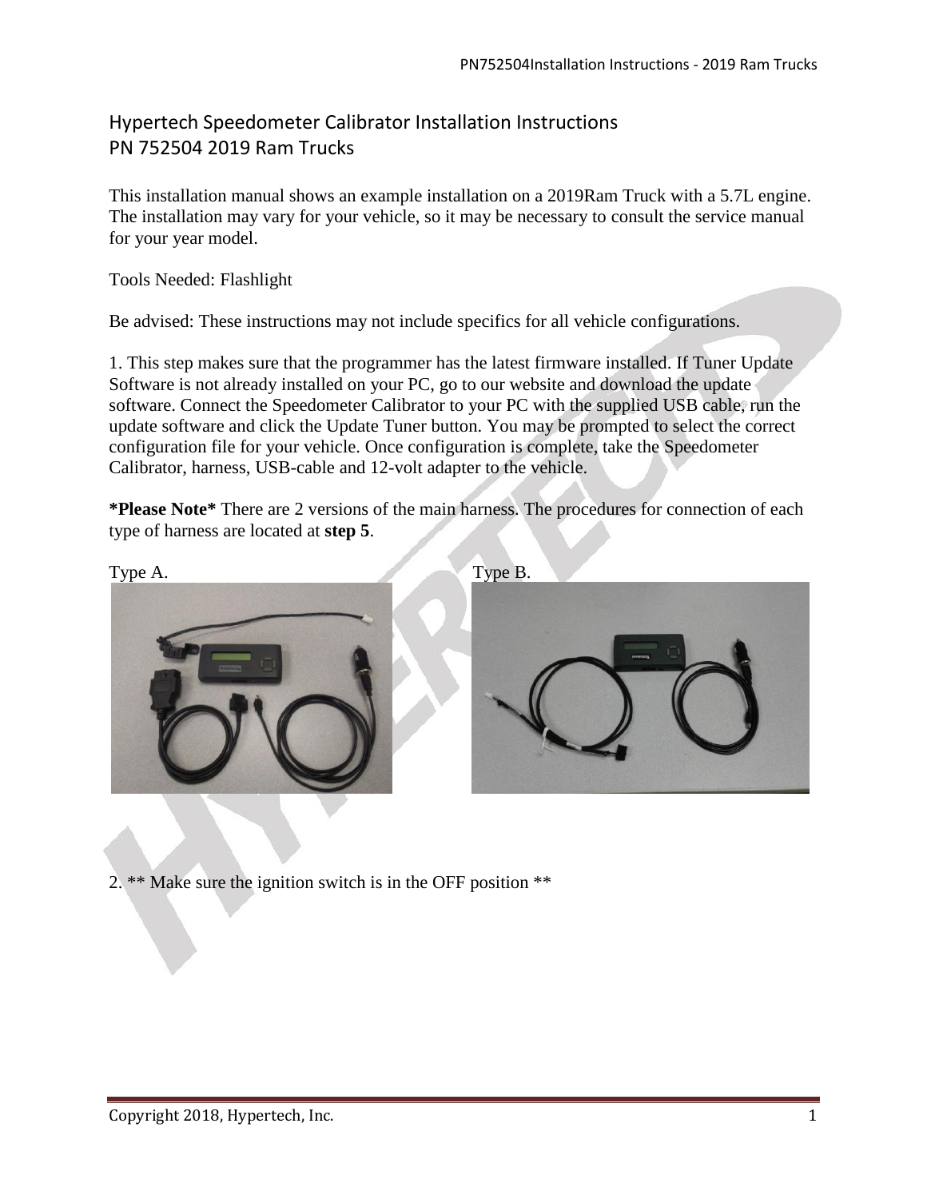# Hypertech Speedometer Calibrator Installation Instructions
## PN 752504 2019 Ram Trucks

This installation manual shows an example installation on a 2019Ram Truck with a 5.7L engine. The installation may vary for your vehicle, so it may be necessary to consult the service manual for your year model.

Tools Needed: Flashlight

Be advised: These instructions may not include specifics for all vehicle configurations.

1. This step makes sure that the programmer has the latest firmware installed. If Tuner Update Software is not already installed on your PC, go to our website and download the update software. Connect the Speedometer Calibrator to your PC with the supplied USB cable, run the update software and click the Update Tuner button. You may be prompted to select the correct configuration file for your vehicle. Once configuration is complete, take the Speedometer Calibrator, harness, USB-cable and 12-volt adapter to the vehicle.

**\*Please Note\*** There are 2 versions of the main harness. The procedures for connection of each type of harness are located at **step 5**.

Type A.

Type B.

2. ** Make sure the ignition switch is in the OFF position **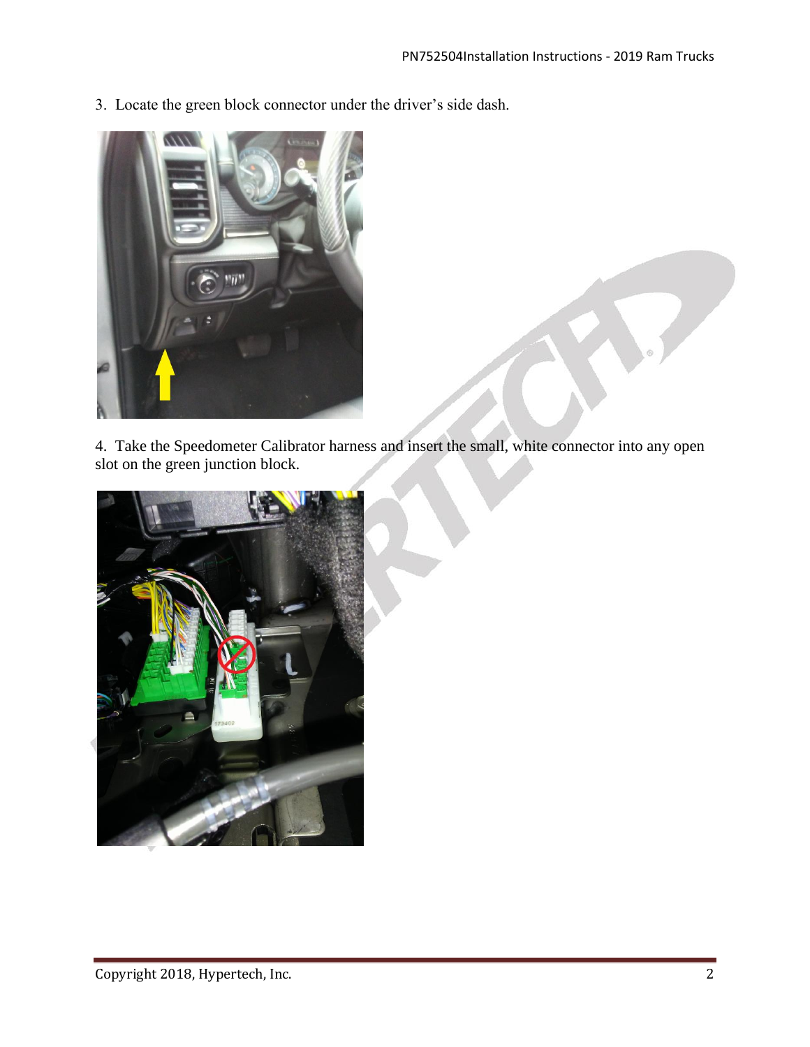3. Locate the green block connector under the driver's side dash.

4. Take the Speedometer Calibrator harness and insert the small, white connector into any open slot on the green junction block.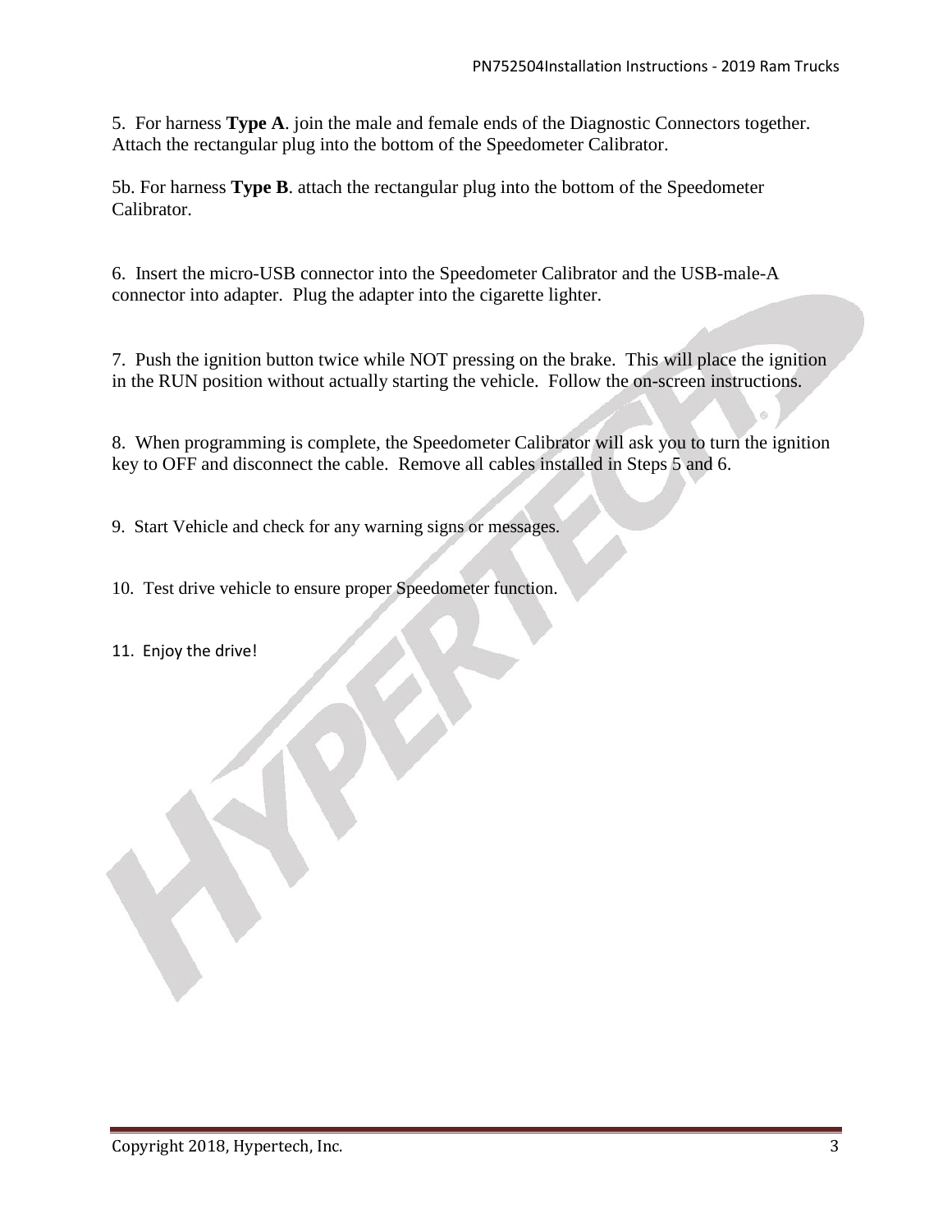5. For harness **Type A**. join the male and female ends of the Diagnostic Connectors together. Attach the rectangular plug into the bottom of the Speedometer Calibrator.

5b. For harness **Type B**. attach the rectangular plug into the bottom of the Speedometer Calibrator.

6. Insert the micro-USB connector into the Speedometer Calibrator and the USB-male-A connector into adapter. Plug the adapter into the cigarette lighter.

7. Push the ignition button twice while NOT pressing on the brake. This will place the ignition in the RUN position without actually starting the vehicle. Follow the on-screen instructions.

8. When programming is complete, the Speedometer Calibrator will ask you to turn the ignition key to OFF and disconnect the cable. Remove all cables installed in Steps 5 and 6.

9. Start Vehicle and check for any warning signs or messages.

10. Test drive vehicle to ensure proper Speedometer function.

11. Enjoy the drive!